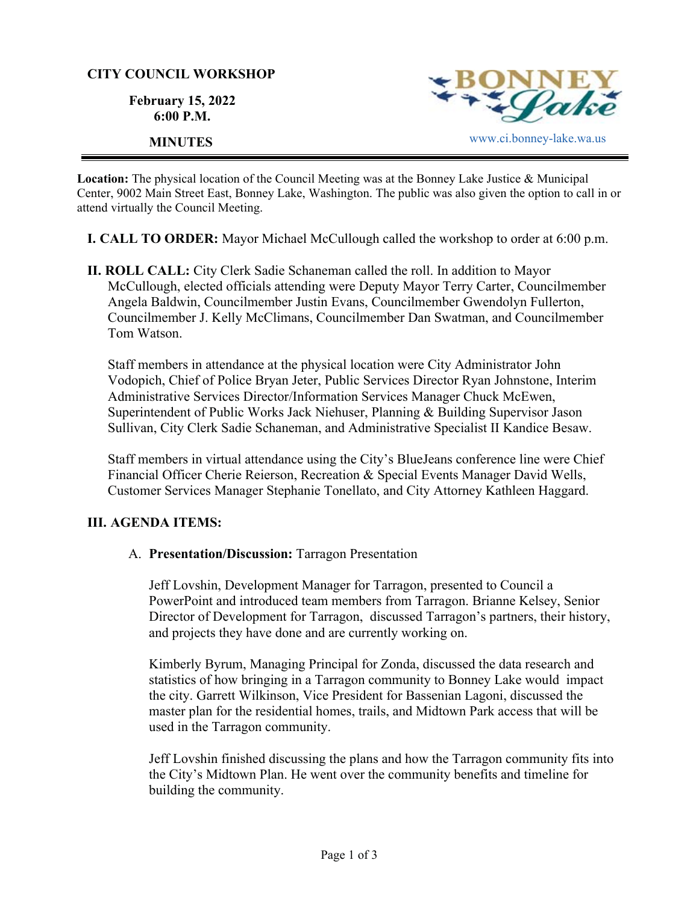**CITY COUNCIL WORKSHOP**

**February 15, 2022**
**6:00 P.M.**

**MINUTES**

BONNEY Lake
www.ci.bonney-lake.wa.us

---

**Location:** The physical location of the Council Meeting was at the Bonney Lake Justice & Municipal Center, 9002 Main Street East, Bonney Lake, Washington. The public was also given the option to call in or attend virtually the Council Meeting.

**I. CALL TO ORDER:** Mayor Michael McCullough called the workshop to order at 6:00 p.m.

**II. ROLL CALL:** City Clerk Sadie Schaneman called the roll. In addition to Mayor McCullough, elected officials attending were Deputy Mayor Terry Carter, Councilmember Angela Baldwin, Councilmember Justin Evans, Councilmember Gwendolyn Fullerton, Councilmember J. Kelly McClimans, Councilmember Dan Swatman, and Councilmember Tom Watson.

Staff members in attendance at the physical location were City Administrator John Vodopich, Chief of Police Bryan Jeter, Public Services Director Ryan Johnstone, Interim Administrative Services Director/Information Services Manager Chuck McEwen, Superintendent of Public Works Jack Niehuser, Planning & Building Supervisor Jason Sullivan, City Clerk Sadie Schaneman, and Administrative Specialist II Kandice Besaw.

Staff members in virtual attendance using the City's BlueJeans conference line were Chief Financial Officer Cherie Reierson, Recreation & Special Events Manager David Wells, Customer Services Manager Stephanie Tonellato, and City Attorney Kathleen Haggard.

**III. AGENDA ITEMS:**

A. **Presentation/Discussion:** Tarragon Presentation

Jeff Lovshin, Development Manager for Tarragon, presented to Council a PowerPoint and introduced team members from Tarragon. Brianne Kelsey, Senior Director of Development for Tarragon, discussed Tarragon's partners, their history, and projects they have done and are currently working on.

Kimberly Byrum, Managing Principal for Zonda, discussed the data research and statistics of how bringing in a Tarragon community to Bonney Lake would impact the city. Garrett Wilkinson, Vice President for Bassenian Lagoni, discussed the master plan for the residential homes, trails, and Midtown Park access that will be used in the Tarragon community.

Jeff Lovshin finished discussing the plans and how the Tarragon community fits into the City's Midtown Plan. He went over the community benefits and timeline for building the community.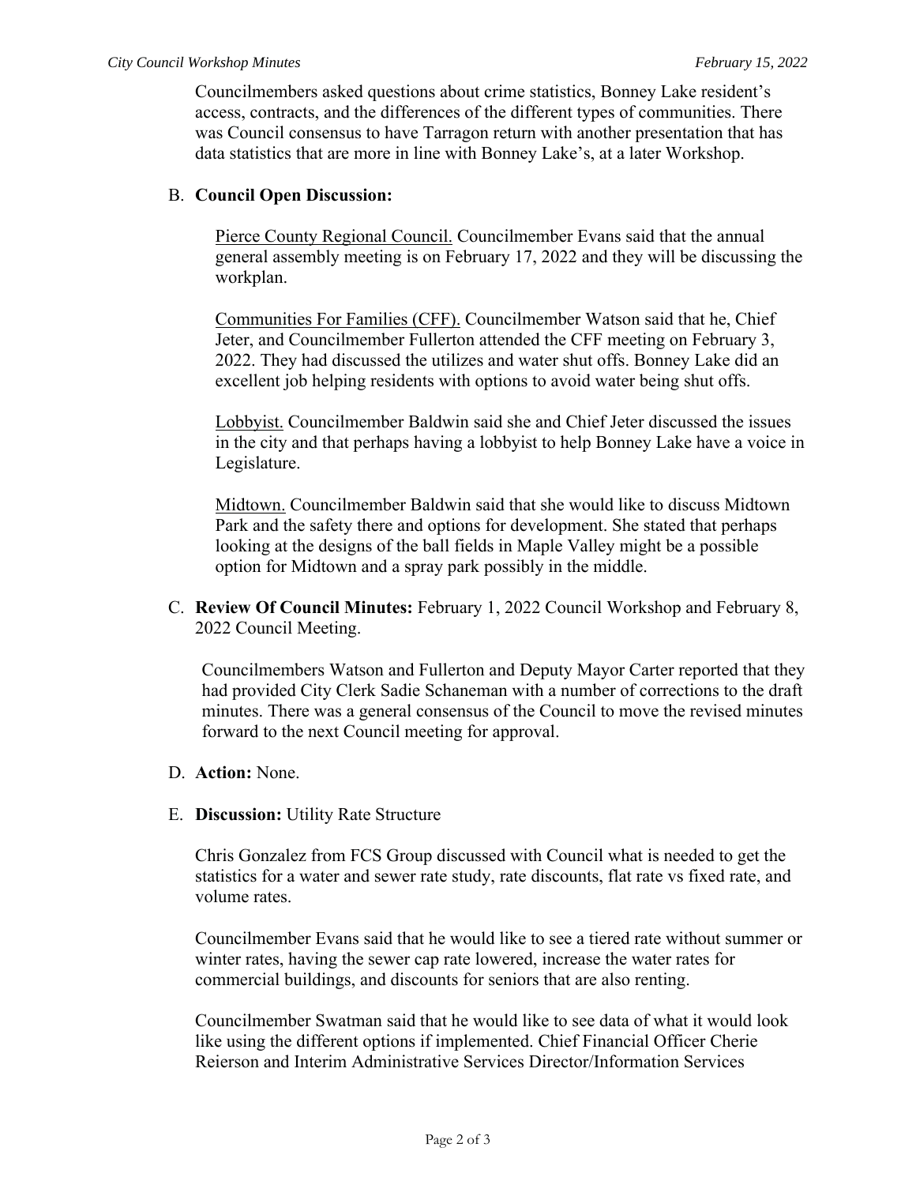Councilmembers asked questions about crime statistics, Bonney Lake resident's access, contracts, and the differences of the different types of communities. There was Council consensus to have Tarragon return with another presentation that has data statistics that are more in line with Bonney Lake's, at a later Workshop.

B. **Council Open Discussion:**

Pierce County Regional Council. Councilmember Evans said that the annual general assembly meeting is on February 17, 2022 and they will be discussing the workplan.

Communities For Families (CFF). Councilmember Watson said that he, Chief Jeter, and Councilmember Fullerton attended the CFF meeting on February 3, 2022. They had discussed the utilizes and water shut offs. Bonney Lake did an excellent job helping residents with options to avoid water being shut offs.

Lobbyist. Councilmember Baldwin said she and Chief Jeter discussed the issues in the city and that perhaps having a lobbyist to help Bonney Lake have a voice in Legislature.

Midtown. Councilmember Baldwin said that she would like to discuss Midtown Park and the safety there and options for development. She stated that perhaps looking at the designs of the ball fields in Maple Valley might be a possible option for Midtown and a spray park possibly in the middle.

C. **Review Of Council Minutes:** February 1, 2022 Council Workshop and February 8, 2022 Council Meeting.

Councilmembers Watson and Fullerton and Deputy Mayor Carter reported that they had provided City Clerk Sadie Schaneman with a number of corrections to the draft minutes. There was a general consensus of the Council to move the revised minutes forward to the next Council meeting for approval.

D. **Action:** None.

E. **Discussion:** Utility Rate Structure

Chris Gonzalez from FCS Group discussed with Council what is needed to get the statistics for a water and sewer rate study, rate discounts, flat rate vs fixed rate, and volume rates.

Councilmember Evans said that he would like to see a tiered rate without summer or winter rates, having the sewer cap rate lowered, increase the water rates for commercial buildings, and discounts for seniors that are also renting.

Councilmember Swatman said that he would like to see data of what it would look like using the different options if implemented. Chief Financial Officer Cherie Reierson and Interim Administrative Services Director/Information Services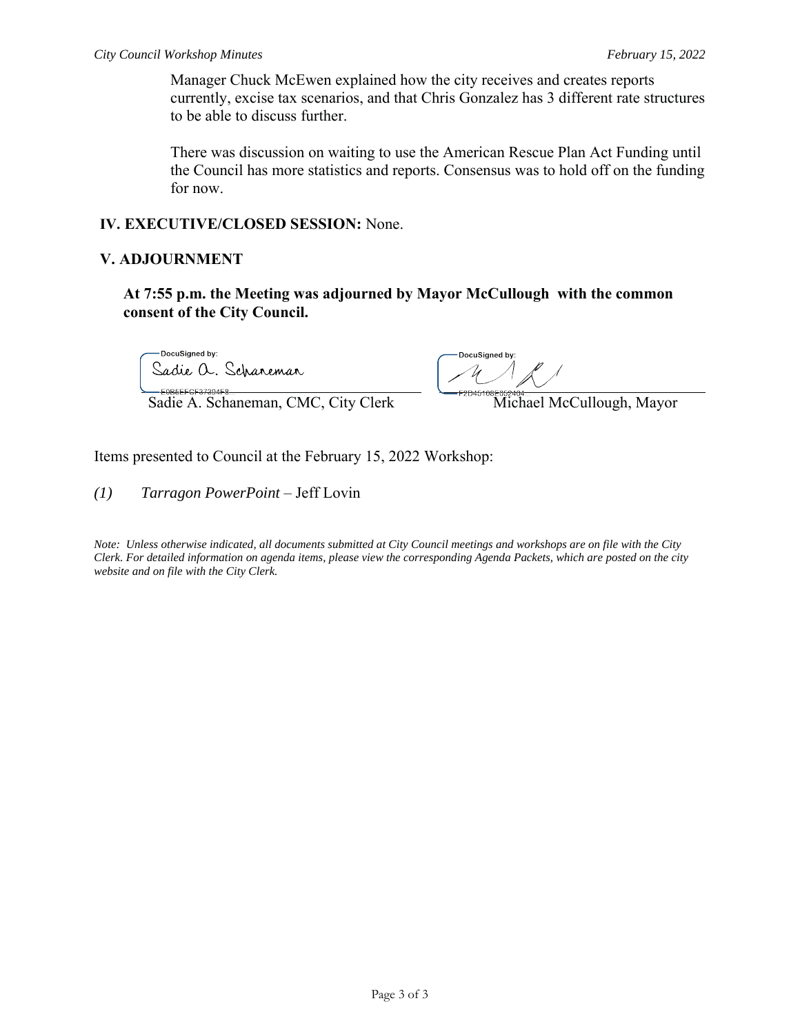Manager Chuck McEwen explained how the city receives and creates reports currently, excise tax scenarios, and that Chris Gonzalez has 3 different rate structures to be able to discuss further.

There was discussion on waiting to use the American Rescue Plan Act Funding until the Council has more statistics and reports. Consensus was to hold off on the funding for now.

## IV. EXECUTIVE/CLOSED SESSION: None.

## V. ADJOURNMENT

**At 7:55 p.m. the Meeting was adjourned by Mayor McCullough with the common consent of the City Council.**

DocuSigned by:
Sadie A. Schaneman
E0B5FFCF37394F8...

Sadie A. Schaneman, CMC, City Clerk

DocuSigned by:
F2D45106E852404...

Michael McCullough, Mayor

Items presented to Council at the February 15, 2022 Workshop:

*(1)* *Tarragon PowerPoint* – Jeff Lovin

*Note: Unless otherwise indicated, all documents submitted at City Council meetings and workshops are on file with the City Clerk. For detailed information on agenda items, please view the corresponding Agenda Packets, which are posted on the city website and on file with the City Clerk.*